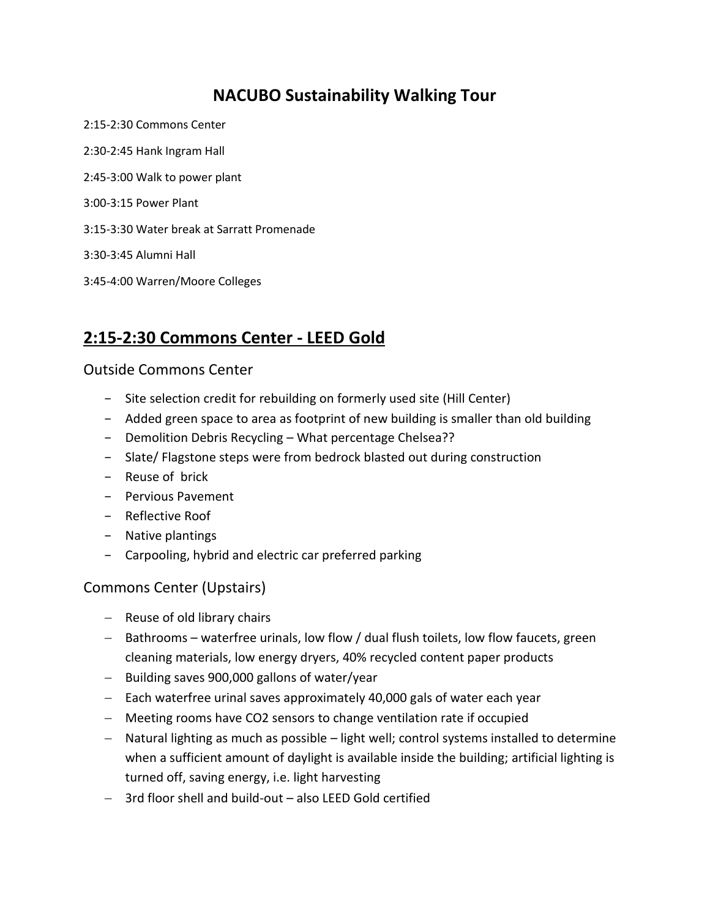# NACUBO Sustainability Walking Tour

2:15-2:30 Commons Center

2:30-2:45 Hank Ingram Hall

2:45-3:00 Walk to power plant

3:00-3:15 Power Plant

3:15-3:30 Water break at Sarratt Promenade

3:30-3:45 Alumni Hall

3:45-4:00 Warren/Moore Colleges

## 2:15-2:30 Commons Center - LEED Gold

### Outside Commons Center

- Site selection credit for rebuilding on formerly used site (Hill Center)
- Added green space to area as footprint of new building is smaller than old building
- Demolition Debris Recycling – What percentage Chelsea??
- Slate/ Flagstone steps were from bedrock blasted out during construction
- Reuse of brick
- Pervious Pavement
- Reflective Roof
- Native plantings
- Carpooling, hybrid and electric car preferred parking

### Commons Center (Upstairs)

- Reuse of old library chairs
- Bathrooms – waterfree urinals, low flow / dual flush toilets, low flow faucets, green cleaning materials, low energy dryers, 40% recycled content paper products
- Building saves 900,000 gallons of water/year
- Each waterfree urinal saves approximately 40,000 gals of water each year
- Meeting rooms have $CO_2$ sensors to change ventilation rate if occupied
- Natural lighting as much as possible – light well; control systems installed to determine when a sufficient amount of daylight is available inside the building; artificial lighting is turned off, saving energy, i.e. light harvesting
- 3rd floor shell and build-out – also LEED Gold certified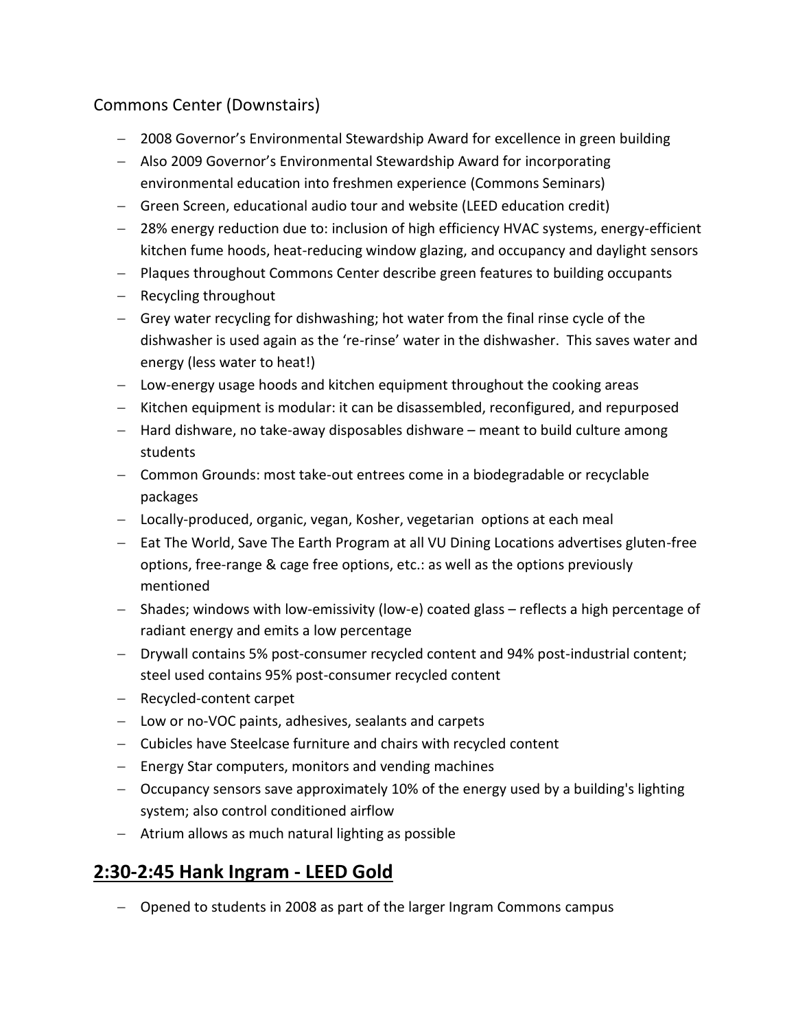Commons Center (Downstairs)

- 2008 Governor's Environmental Stewardship Award for excellence in green building
- Also 2009 Governor's Environmental Stewardship Award for incorporating environmental education into freshmen experience (Commons Seminars)
- Green Screen, educational audio tour and website (LEED education credit)
- 28% energy reduction due to: inclusion of high efficiency HVAC systems, energy-efficient kitchen fume hoods, heat-reducing window glazing, and occupancy and daylight sensors
- Plaques throughout Commons Center describe green features to building occupants
- Recycling throughout
- Grey water recycling for dishwashing; hot water from the final rinse cycle of the dishwasher is used again as the 're-rinse' water in the dishwasher. This saves water and energy (less water to heat!)
- Low-energy usage hoods and kitchen equipment throughout the cooking areas
- Kitchen equipment is modular: it can be disassembled, reconfigured, and repurposed
- Hard dishware, no take-away disposables dishware – meant to build culture among students
- Common Grounds: most take-out entrees come in a biodegradable or recyclable packages
- Locally-produced, organic, vegan, Kosher, vegetarian options at each meal
- Eat The World, Save The Earth Program at all VU Dining Locations advertises gluten-free options, free-range & cage free options, etc.: as well as the options previously mentioned
- Shades; windows with low-emissivity (low-e) coated glass – reflects a high percentage of radiant energy and emits a low percentage
- Drywall contains 5% post-consumer recycled content and 94% post-industrial content; steel used contains 95% post-consumer recycled content
- Recycled-content carpet
- Low or no-VOC paints, adhesives, sealants and carpets
- Cubicles have Steelcase furniture and chairs with recycled content
- Energy Star computers, monitors and vending machines
- Occupancy sensors save approximately 10% of the energy used by a building's lighting system; also control conditioned airflow
- Atrium allows as much natural lighting as possible

## 2:30-2:45 Hank Ingram - LEED Gold

- Opened to students in 2008 as part of the larger Ingram Commons campus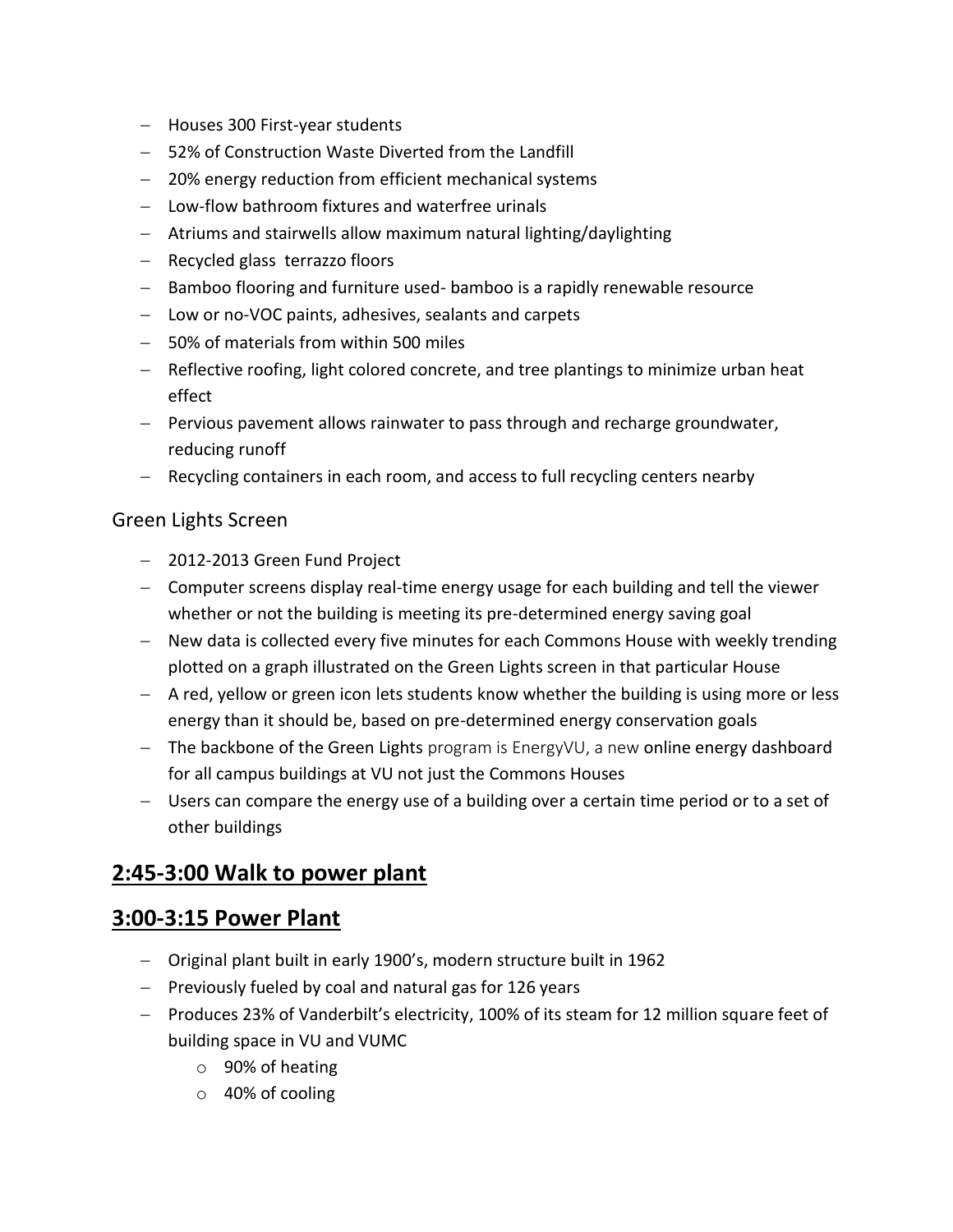- Houses 300 First-year students
- 52% of Construction Waste Diverted from the Landfill
- 20% energy reduction from efficient mechanical systems
- Low-flow bathroom fixtures and waterfree urinals
- Atriums and stairwells allow maximum natural lighting/daylighting
- Recycled glass terrazzo floors
- Bamboo flooring and furniture used- bamboo is a rapidly renewable resource
- Low or no-VOC paints, adhesives, sealants and carpets
- 50% of materials from within 500 miles
- Reflective roofing, light colored concrete, and tree plantings to minimize urban heat effect
- Pervious pavement allows rainwater to pass through and recharge groundwater, reducing runoff
- Recycling containers in each room, and access to full recycling centers nearby

### Green Lights Screen

- 2012-2013 Green Fund Project
- Computer screens display real-time energy usage for each building and tell the viewer whether or not the building is meeting its pre-determined energy saving goal
- New data is collected every five minutes for each Commons House with weekly trending plotted on a graph illustrated on the Green Lights screen in that particular House
- A red, yellow or green icon lets students know whether the building is using more or less energy than it should be, based on pre-determined energy conservation goals
- The backbone of the Green Lights program is EnergyVU, a new online energy dashboard for all campus buildings at VU not just the Commons Houses
- Users can compare the energy use of a building over a certain time period or to a set of other buildings

## **2:45-3:00 Walk to power plant**

## **3:00-3:15 Power Plant**

- Original plant built in early 1900's, modern structure built in 1962
- Previously fueled by coal and natural gas for 126 years
- Produces 23% of Vanderbilt's electricity, 100% of its steam for 12 million square feet of building space in VU and VUMC
  - 90% of heating
  - 40% of cooling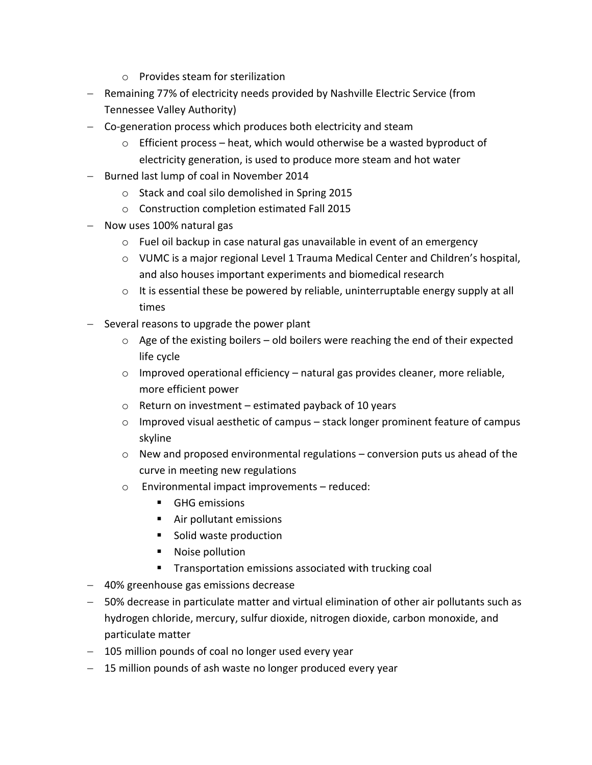- Provides steam for sterilization
- Remaining 77% of electricity needs provided by Nashville Electric Service (from Tennessee Valley Authority)
- Co-generation process which produces both electricity and steam
    - Efficient process – heat, which would otherwise be a wasted byproduct of electricity generation, is used to produce more steam and hot water
- Burned last lump of coal in November 2014
    - Stack and coal silo demolished in Spring 2015
    - Construction completion estimated Fall 2015
- Now uses 100% natural gas
    - Fuel oil backup in case natural gas unavailable in event of an emergency
    - VUMC is a major regional Level 1 Trauma Medical Center and Children's hospital, and also houses important experiments and biomedical research
    - It is essential these be powered by reliable, uninterruptable energy supply at all times
- Several reasons to upgrade the power plant
    - Age of the existing boilers – old boilers were reaching the end of their expected life cycle
    - Improved operational efficiency – natural gas provides cleaner, more reliable, more efficient power
    - Return on investment – estimated payback of 10 years
    - Improved visual aesthetic of campus – stack longer prominent feature of campus skyline
    - New and proposed environmental regulations – conversion puts us ahead of the curve in meeting new regulations
    - Environmental impact improvements – reduced:
        - GHG emissions
        - Air pollutant emissions
        - Solid waste production
        - Noise pollution
        - Transportation emissions associated with trucking coal
- 40% greenhouse gas emissions decrease
- 50% decrease in particulate matter and virtual elimination of other air pollutants such as hydrogen chloride, mercury, sulfur dioxide, nitrogen dioxide, carbon monoxide, and particulate matter
- 105 million pounds of coal no longer used every year
- 15 million pounds of ash waste no longer produced every year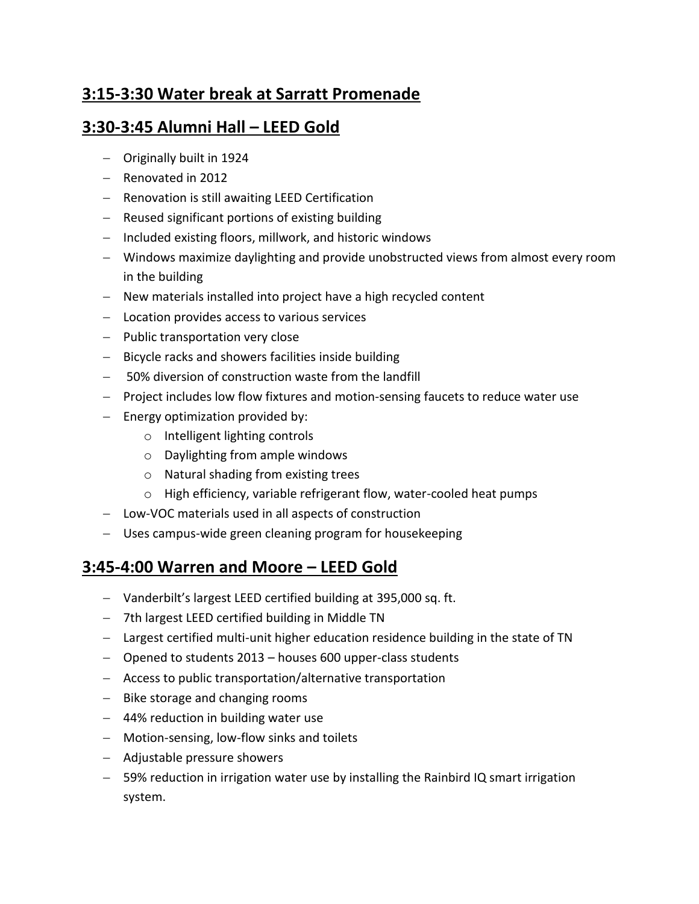## 3:15-3:30 Water break at Sarratt Promenade

## 3:30-3:45 Alumni Hall – LEED Gold

- Originally built in 1924
- Renovated in 2012
- Renovation is still awaiting LEED Certification
- Reused significant portions of existing building
- Included existing floors, millwork, and historic windows
- Windows maximize daylighting and provide unobstructed views from almost every room in the building
- New materials installed into project have a high recycled content
- Location provides access to various services
- Public transportation very close
- Bicycle racks and showers facilities inside building
- 50% diversion of construction waste from the landfill
- Project includes low flow fixtures and motion-sensing faucets to reduce water use
- Energy optimization provided by:
    - Intelligent lighting controls
    - Daylighting from ample windows
    - Natural shading from existing trees
    - High efficiency, variable refrigerant flow, water-cooled heat pumps
- Low-VOC materials used in all aspects of construction
- Uses campus-wide green cleaning program for housekeeping

## 3:45-4:00 Warren and Moore – LEED Gold

- Vanderbilt's largest LEED certified building at 395,000 sq. ft.
- 7th largest LEED certified building in Middle TN
- Largest certified multi-unit higher education residence building in the state of TN
- Opened to students 2013 – houses 600 upper-class students
- Access to public transportation/alternative transportation
- Bike storage and changing rooms
- 44% reduction in building water use
- Motion-sensing, low-flow sinks and toilets
- Adjustable pressure showers
- 59% reduction in irrigation water use by installing the Rainbird IQ smart irrigation system.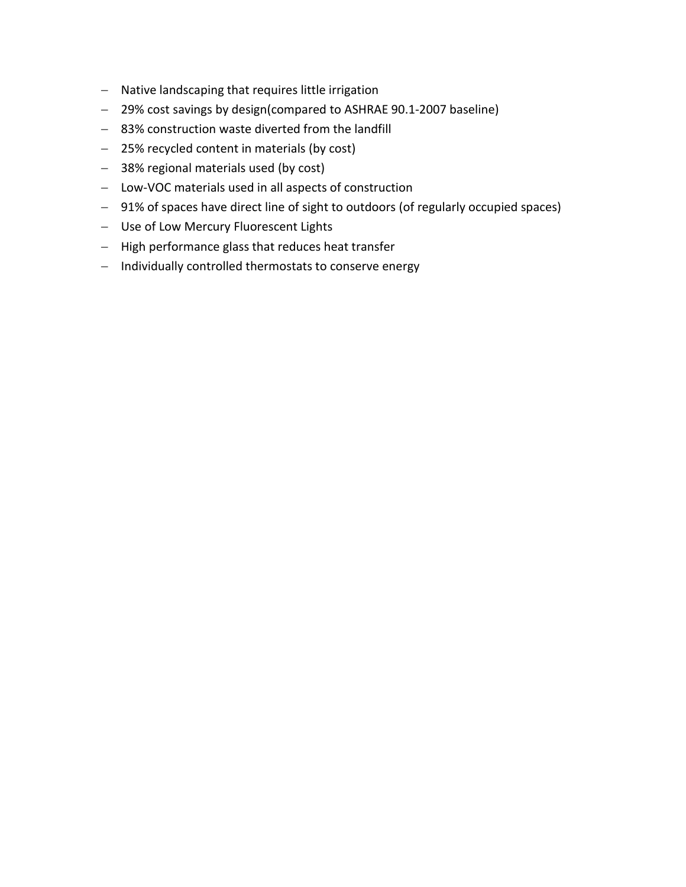- Native landscaping that requires little irrigation
- 29% cost savings by design(compared to ASHRAE 90.1-2007 baseline)
- 83% construction waste diverted from the landfill
- 25% recycled content in materials (by cost)
- 38% regional materials used (by cost)
- Low-VOC materials used in all aspects of construction
- 91% of spaces have direct line of sight to outdoors (of regularly occupied spaces)
- Use of Low Mercury Fluorescent Lights
- High performance glass that reduces heat transfer
- Individually controlled thermostats to conserve energy